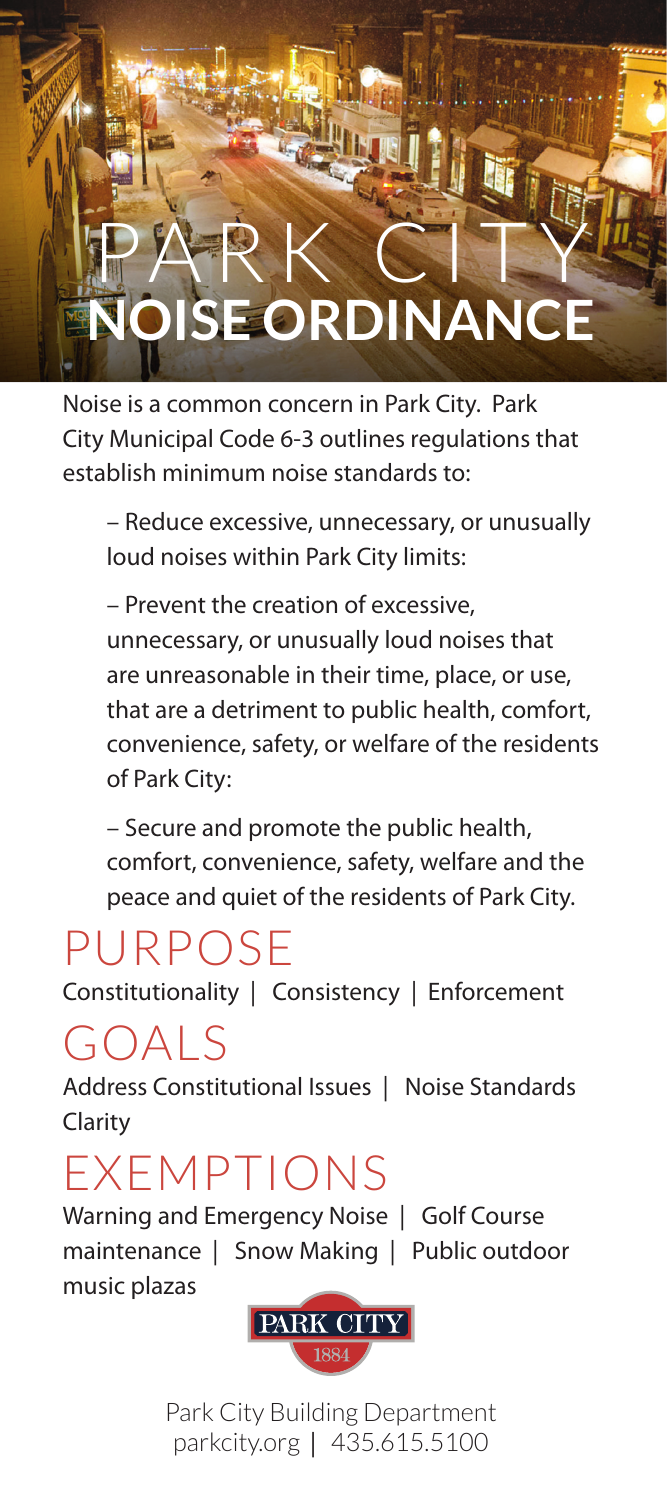# PARK CITY NOISE ORDINANCE

Noise is a common concern in Park City. Park City Municipal Code 6-3 outlines regulations that establish minimum noise standards to:

– Reduce excessive, unnecessary, or unusually loud noises within Park City limits:

– Prevent the creation of excessive, unnecessary, or unusually loud noises that are unreasonable in their time, place, or use, that are a detriment to public health, comfort, convenience, safety, or welfare of the residents of Park City:

– Secure and promote the public health, comfort, convenience, safety, welfare and the peace and quiet of the residents of Park City.

## PURPOSE

Constitutionality | Consistency | Enforcement

## GOALS

Address Constitutional Issues | Noise Standards Clarity

## EXEMPTIONS

Warning and Emergency Noise | Golf Course maintenance | Snow Making | Public outdoor music plazas

PARK CITY 1884

Park City Building Department
parkcity.org | 435.615.5100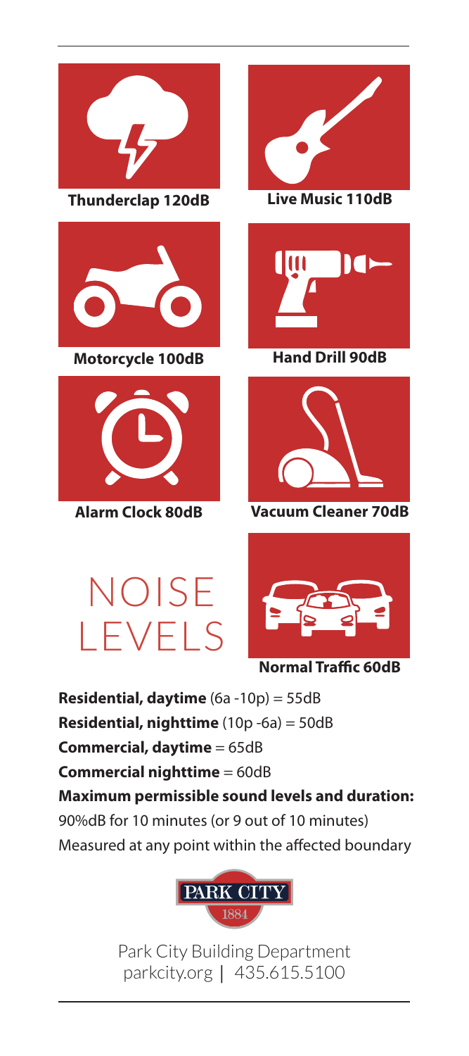**Thunderclap 120dB**

**Live Music 110dB**

**Motorcycle 100dB**

**Hand Drill 90dB**

**Alarm Clock 80dB**

**Vacuum Cleaner 70dB**

# NOISE LEVELS

**Normal Traffic 60dB**

**Residential, daytime** (6a -10p) = 55dB

**Residential, nighttime** (10p -6a) = 50dB

**Commercial, daytime** = 65dB

**Commercial nighttime** = 60dB

**Maximum permissible sound levels and duration:**

90%dB for 10 minutes (or 9 out of 10 minutes)

Measured at any point within the affected boundary

PARK CITY
1884

Park City Building Department
parkcity.org | 435.615.5100